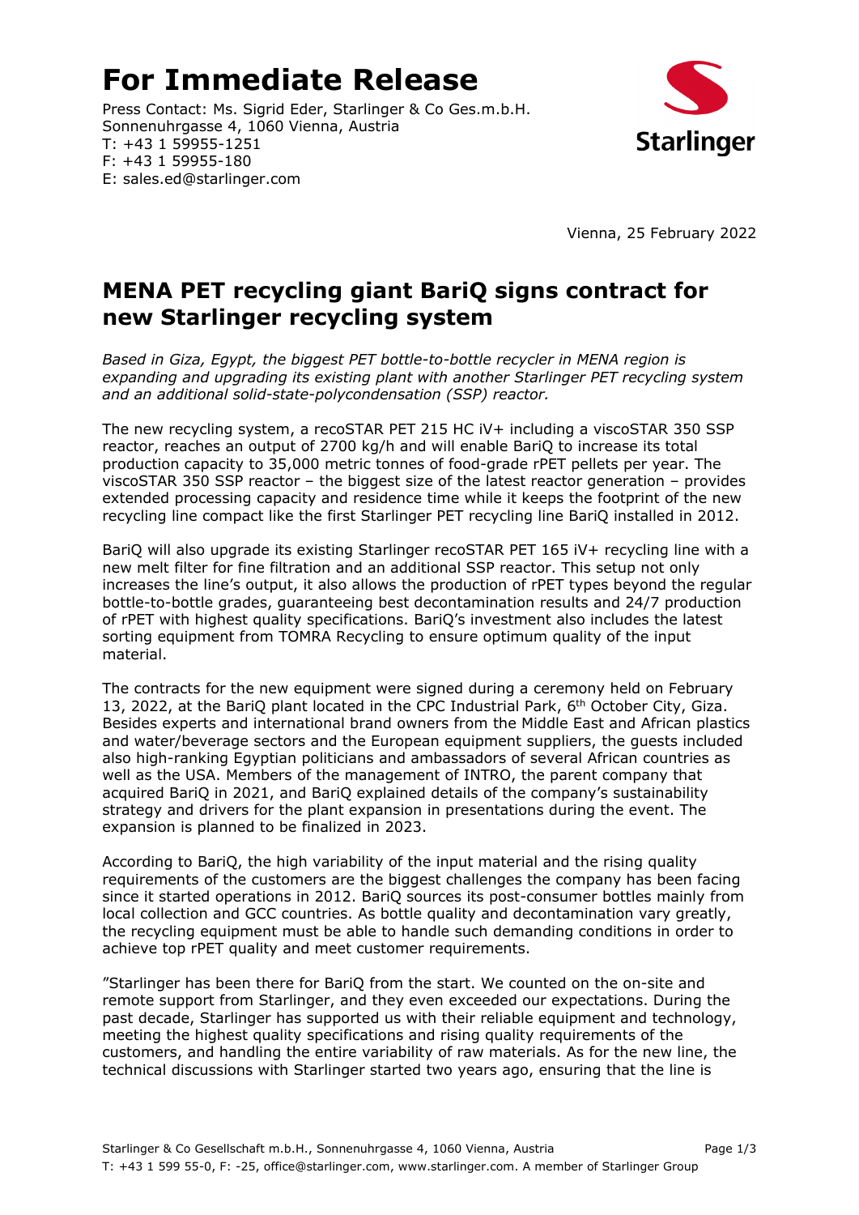# For Immediate Release

Press Contact: Ms. Sigrid Eder, Starlinger & Co Ges.m.b.H.
Sonnenuhrgasse 4, 1060 Vienna, Austria
T: +43 1 59955-1251
F: +43 1 59955-180
E: sales.ed@starlinger.com

Vienna, 25 February 2022

## MENA PET recycling giant BariQ signs contract for new Starlinger recycling system

*Based in Giza, Egypt, the biggest PET bottle-to-bottle recycler in MENA region is expanding and upgrading its existing plant with another Starlinger PET recycling system and an additional solid-state-polycondensation (SSP) reactor.*

The new recycling system, a recoSTAR PET 215 HC iV+ including a viscoSTAR 350 SSP reactor, reaches an output of 2700 kg/h and will enable BariQ to increase its total production capacity to 35,000 metric tonnes of food-grade rPET pellets per year. The viscoSTAR 350 SSP reactor – the biggest size of the latest reactor generation – provides extended processing capacity and residence time while it keeps the footprint of the new recycling line compact like the first Starlinger PET recycling line BariQ installed in 2012.

BariQ will also upgrade its existing Starlinger recoSTAR PET 165 iV+ recycling line with a new melt filter for fine filtration and an additional SSP reactor. This setup not only increases the line's output, it also allows the production of rPET types beyond the regular bottle-to-bottle grades, guaranteeing best decontamination results and 24/7 production of rPET with highest quality specifications. BariQ's investment also includes the latest sorting equipment from TOMRA Recycling to ensure optimum quality of the input material.

The contracts for the new equipment were signed during a ceremony held on February 13, 2022, at the BariQ plant located in the CPC Industrial Park, 6th October City, Giza. Besides experts and international brand owners from the Middle East and African plastics and water/beverage sectors and the European equipment suppliers, the guests included also high-ranking Egyptian politicians and ambassadors of several African countries as well as the USA. Members of the management of INTRO, the parent company that acquired BariQ in 2021, and BariQ explained details of the company's sustainability strategy and drivers for the plant expansion in presentations during the event. The expansion is planned to be finalized in 2023.

According to BariQ, the high variability of the input material and the rising quality requirements of the customers are the biggest challenges the company has been facing since it started operations in 2012. BariQ sources its post-consumer bottles mainly from local collection and GCC countries. As bottle quality and decontamination vary greatly, the recycling equipment must be able to handle such demanding conditions in order to achieve top rPET quality and meet customer requirements.

"Starlinger has been there for BariQ from the start. We counted on the on-site and remote support from Starlinger, and they even exceeded our expectations. During the past decade, Starlinger has supported us with their reliable equipment and technology, meeting the highest quality specifications and rising quality requirements of the customers, and handling the entire variability of raw materials. As for the new line, the technical discussions with Starlinger started two years ago, ensuring that the line is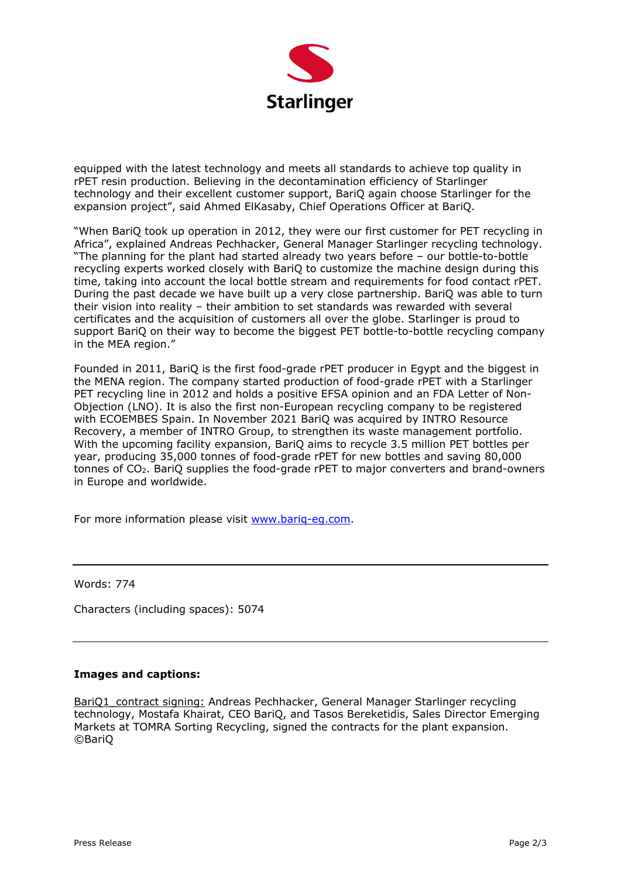equipped with the latest technology and meets all standards to achieve top quality in rPET resin production. Believing in the decontamination efficiency of Starlinger technology and their excellent customer support, BariQ again choose Starlinger for the expansion project", said Ahmed ElKasaby, Chief Operations Officer at BariQ.

"When BariQ took up operation in 2012, they were our first customer for PET recycling in Africa", explained Andreas Pechhacker, General Manager Starlinger recycling technology. "The planning for the plant had started already two years before – our bottle-to-bottle recycling experts worked closely with BariQ to customize the machine design during this time, taking into account the local bottle stream and requirements for food contact rPET. During the past decade we have built up a very close partnership. BariQ was able to turn their vision into reality – their ambition to set standards was rewarded with several certificates and the acquisition of customers all over the globe. Starlinger is proud to support BariQ on their way to become the biggest PET bottle-to-bottle recycling company in the MEA region."

Founded in 2011, BariQ is the first food-grade rPET producer in Egypt and the biggest in the MENA region. The company started production of food-grade rPET with a Starlinger PET recycling line in 2012 and holds a positive EFSA opinion and an FDA Letter of Non-Objection (LNO). It is also the first non-European recycling company to be registered with ECOEMBES Spain. In November 2021 BariQ was acquired by INTRO Resource Recovery, a member of INTRO Group, to strengthen its waste management portfolio. With the upcoming facility expansion, BariQ aims to recycle 3.5 million PET bottles per year, producing 35,000 tonnes of food-grade rPET for new bottles and saving 80,000 tonnes of $CO_2$. BariQ supplies the food-grade rPET to major converters and brand-owners in Europe and worldwide.

For more information please visit [www.bariq-eg.com](http://www.bariq-eg.com).

---

Words: 774

Characters (including spaces): 5074

---

**Images and captions:**

BariQ1_contract signing: Andreas Pechhacker, General Manager Starlinger recycling technology, Mostafa Khairat, CEO BariQ, and Tasos Bereketidis, Sales Director Emerging Markets at TOMRA Sorting Recycling, signed the contracts for the plant expansion. ©BariQ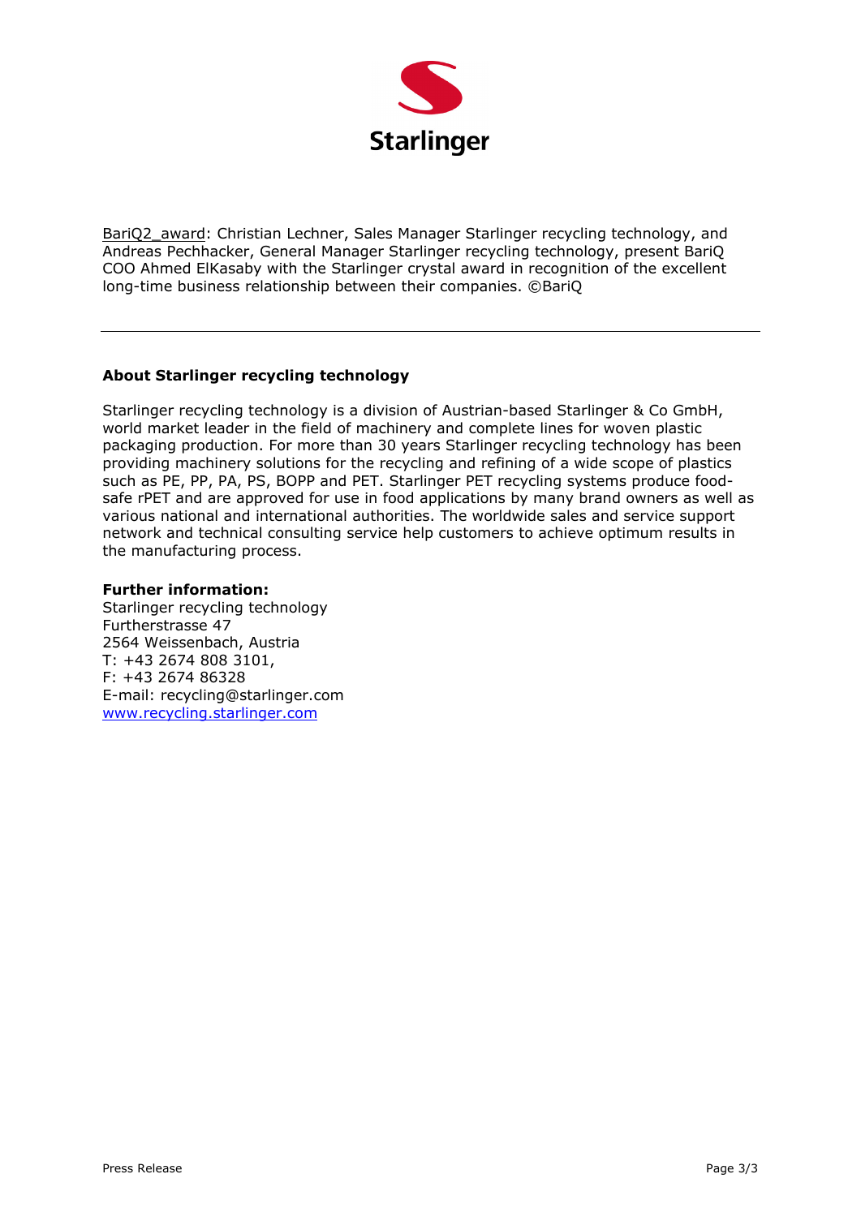Starlinger

BariQ2_award: Christian Lechner, Sales Manager Starlinger recycling technology, and Andreas Pechhacker, General Manager Starlinger recycling technology, present BariQ COO Ahmed ElKasaby with the Starlinger crystal award in recognition of the excellent long-time business relationship between their companies. ©BariQ

---

**About Starlinger recycling technology**

Starlinger recycling technology is a division of Austrian-based Starlinger & Co GmbH, world market leader in the field of machinery and complete lines for woven plastic packaging production. For more than 30 years Starlinger recycling technology has been providing machinery solutions for the recycling and refining of a wide scope of plastics such as PE, PP, PA, PS, BOPP and PET. Starlinger PET recycling systems produce food-safe rPET and are approved for use in food applications by many brand owners as well as various national and international authorities. The worldwide sales and service support network and technical consulting service help customers to achieve optimum results in the manufacturing process.

**Further information:**
Starlinger recycling technology
Furtherstrasse 47
2564 Weissenbach, Austria
T: +43 2674 808 3101,
F: +43 2674 86328
E-mail: recycling@starlinger.com
www.recycling.starlinger.com